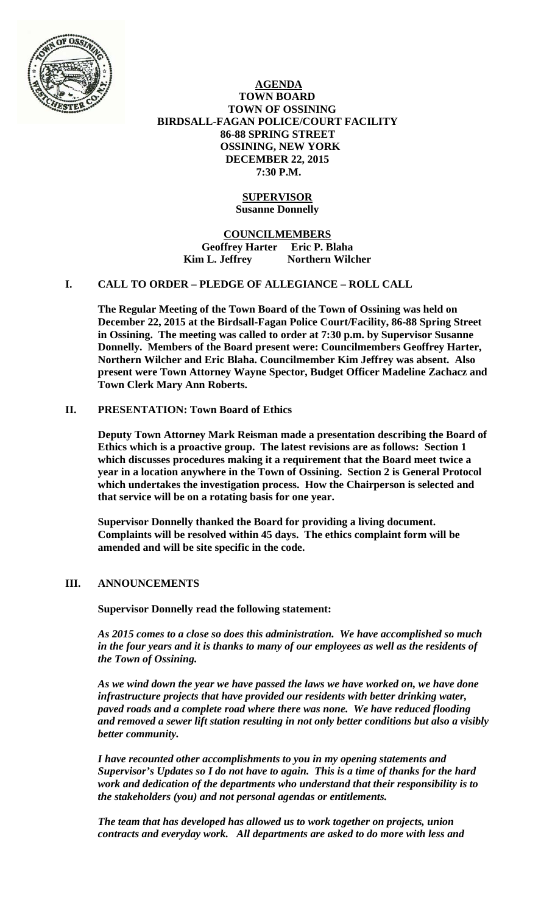# AGENDA
## TOWN BOARD
## TOWN OF OSSINING
## BIRDSALL-FAGAN POLICE/COURT FACILITY
## 86-88 SPRING STREET
## OSSINING, NEW YORK
## DECEMBER 22, 2015
## 7:30 P.M.

**SUPERVISOR**
**Susanne Donnelly**

**COUNCILMEMBERS**
**Geoffrey Harter Eric P. Blaha**
**Kim L. Jeffrey Northern Wilcher**

## I. CALL TO ORDER – PLEDGE OF ALLEGIANCE – ROLL CALL

**The Regular Meeting of the Town Board of the Town of Ossining was held on December 22, 2015 at the Birdsall-Fagan Police Court/Facility, 86-88 Spring Street in Ossining. The meeting was called to order at 7:30 p.m. by Supervisor Susanne Donnelly. Members of the Board present were: Councilmembers Geoffrey Harter, Northern Wilcher and Eric Blaha. Councilmember Kim Jeffrey was absent. Also present were Town Attorney Wayne Spector, Budget Officer Madeline Zachacz and Town Clerk Mary Ann Roberts.**

## II. PRESENTATION: Town Board of Ethics

**Deputy Town Attorney Mark Reisman made a presentation describing the Board of Ethics which is a proactive group. The latest revisions are as follows: Section 1 which discusses procedures making it a requirement that the Board meet twice a year in a location anywhere in the Town of Ossining. Section 2 is General Protocol which undertakes the investigation process. How the Chairperson is selected and that service will be on a rotating basis for one year.**

**Supervisor Donnelly thanked the Board for providing a living document. Complaints will be resolved within 45 days. The ethics complaint form will be amended and will be site specific in the code.**

## III. ANNOUNCEMENTS

**Supervisor Donnelly read the following statement:**

***As 2015 comes to a close so does this administration. We have accomplished so much in the four years and it is thanks to many of our employees as well as the residents of the Town of Ossining.***

***As we wind down the year we have passed the laws we have worked on, we have done infrastructure projects that have provided our residents with better drinking water, paved roads and a complete road where there was none. We have reduced flooding and removed a sewer lift station resulting in not only better conditions but also a visibly better community.***

***I have recounted other accomplishments to you in my opening statements and Supervisor's Updates so I do not have to again. This is a time of thanks for the hard work and dedication of the departments who understand that their responsibility is to the stakeholders (you) and not personal agendas or entitlements.***

***The team that has developed has allowed us to work together on projects, union contracts and everyday work. All departments are asked to do more with less and***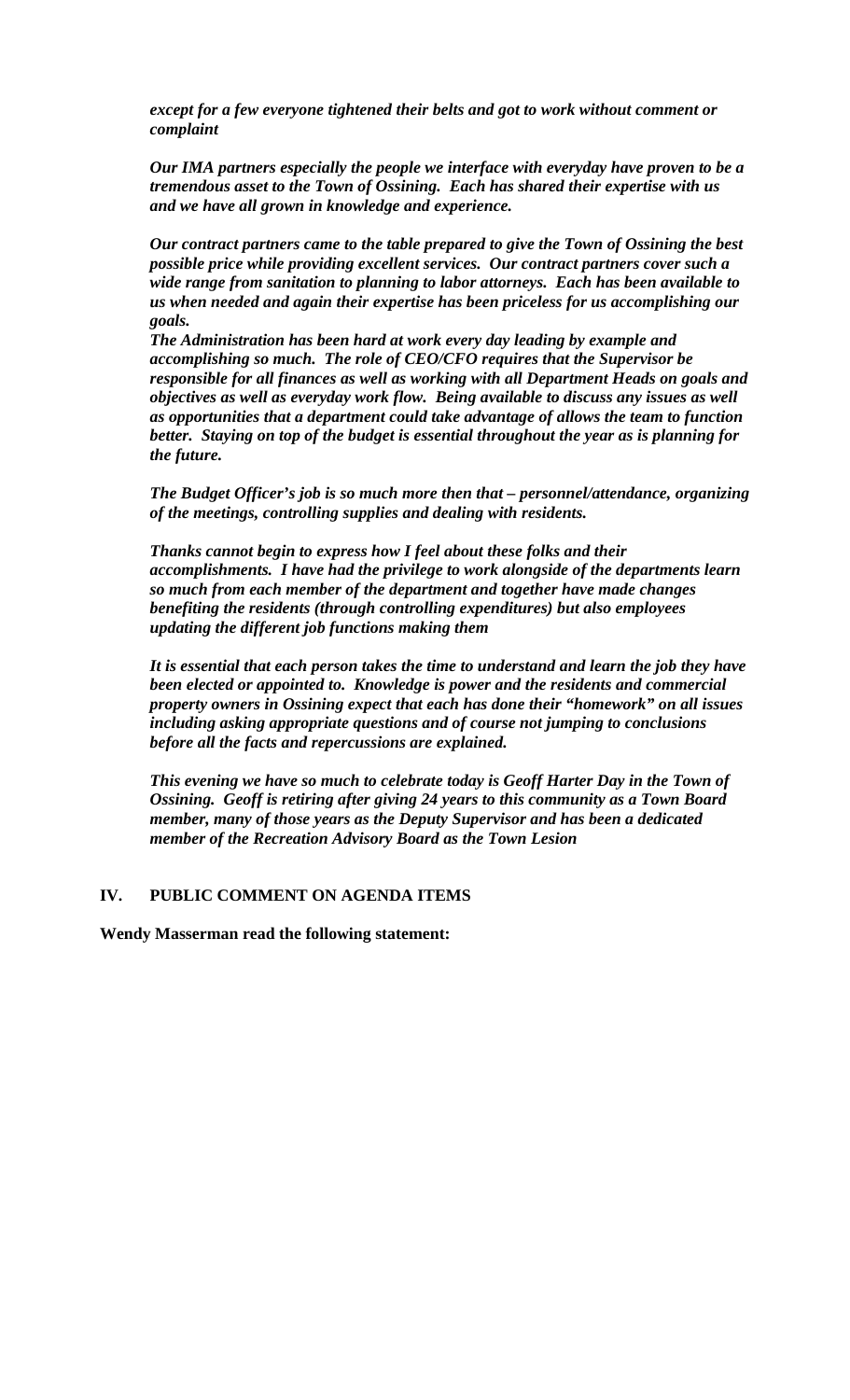***except for a few everyone tightened their belts and got to work without comment or complaint***

***Our IMA partners especially the people we interface with everyday have proven to be a tremendous asset to the Town of Ossining. Each has shared their expertise with us and we have all grown in knowledge and experience.***

***Our contract partners came to the table prepared to give the Town of Ossining the best possible price while providing excellent services. Our contract partners cover such a wide range from sanitation to planning to labor attorneys. Each has been available to us when needed and again their expertise has been priceless for us accomplishing our goals.***
***The Administration has been hard at work every day leading by example and accomplishing so much. The role of CEO/CFO requires that the Supervisor be responsible for all finances as well as working with all Department Heads on goals and objectives as well as everyday work flow. Being available to discuss any issues as well as opportunities that a department could take advantage of allows the team to function better. Staying on top of the budget is essential throughout the year as is planning for the future.***

***The Budget Officer's job is so much more then that – personnel/attendance, organizing of the meetings, controlling supplies and dealing with residents.***

***Thanks cannot begin to express how I feel about these folks and their accomplishments. I have had the privilege to work alongside of the departments learn so much from each member of the department and together have made changes benefiting the residents (through controlling expenditures) but also employees updating the different job functions making them***

***It is essential that each person takes the time to understand and learn the job they have been elected or appointed to. Knowledge is power and the residents and commercial property owners in Ossining expect that each has done their "homework" on all issues including asking appropriate questions and of course not jumping to conclusions before all the facts and repercussions are explained.***

***This evening we have so much to celebrate today is Geoff Harter Day in the Town of Ossining. Geoff is retiring after giving 24 years to this community as a Town Board member, many of those years as the Deputy Supervisor and has been a dedicated member of the Recreation Advisory Board as the Town Lesion***

## IV. PUBLIC COMMENT ON AGENDA ITEMS

**Wendy Masserman read the following statement:**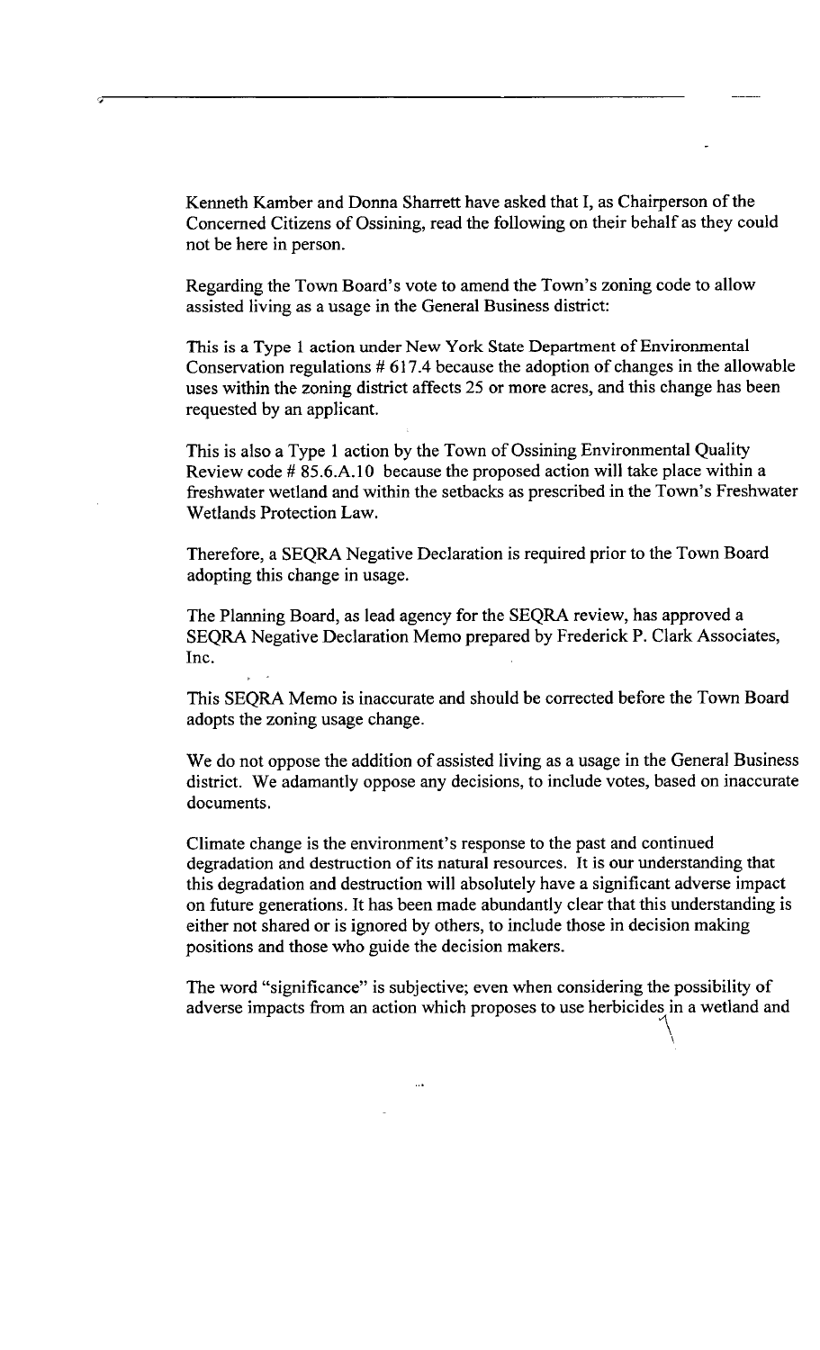Kenneth Kamber and Donna Sharrett have asked that I, as Chairperson of the Concerned Citizens of Ossining, read the following on their behalf as they could not be here in person.

Regarding the Town Board's vote to amend the Town's zoning code to allow assisted living as a usage in the General Business district:

This is a Type 1 action under New York State Department of Environmental Conservation regulations # 617.4 because the adoption of changes in the allowable uses within the zoning district affects 25 or more acres, and this change has been requested by an applicant.

This is also a Type 1 action by the Town of Ossining Environmental Quality Review code # 85.6.A.10 because the proposed action will take place within a freshwater wetland and within the setbacks as prescribed in the Town's Freshwater Wetlands Protection Law.

Therefore, a SEQRA Negative Declaration is required prior to the Town Board adopting this change in usage.

The Planning Board, as lead agency for the SEQRA review, has approved a SEQRA Negative Declaration Memo prepared by Frederick P. Clark Associates, Inc.

This SEQRA Memo is inaccurate and should be corrected before the Town Board adopts the zoning usage change.

We do not oppose the addition of assisted living as a usage in the General Business district. We adamantly oppose any decisions, to include votes, based on inaccurate documents.

Climate change is the environment's response to the past and continued degradation and destruction of its natural resources. It is our understanding that this degradation and destruction will absolutely have a significant adverse impact on future generations. It has been made abundantly clear that this understanding is either not shared or is ignored by others, to include those in decision making positions and those who guide the decision makers.

The word "significance" is subjective; even when considering the possibility of adverse impacts from an action which proposes to use herbicides in a wetland and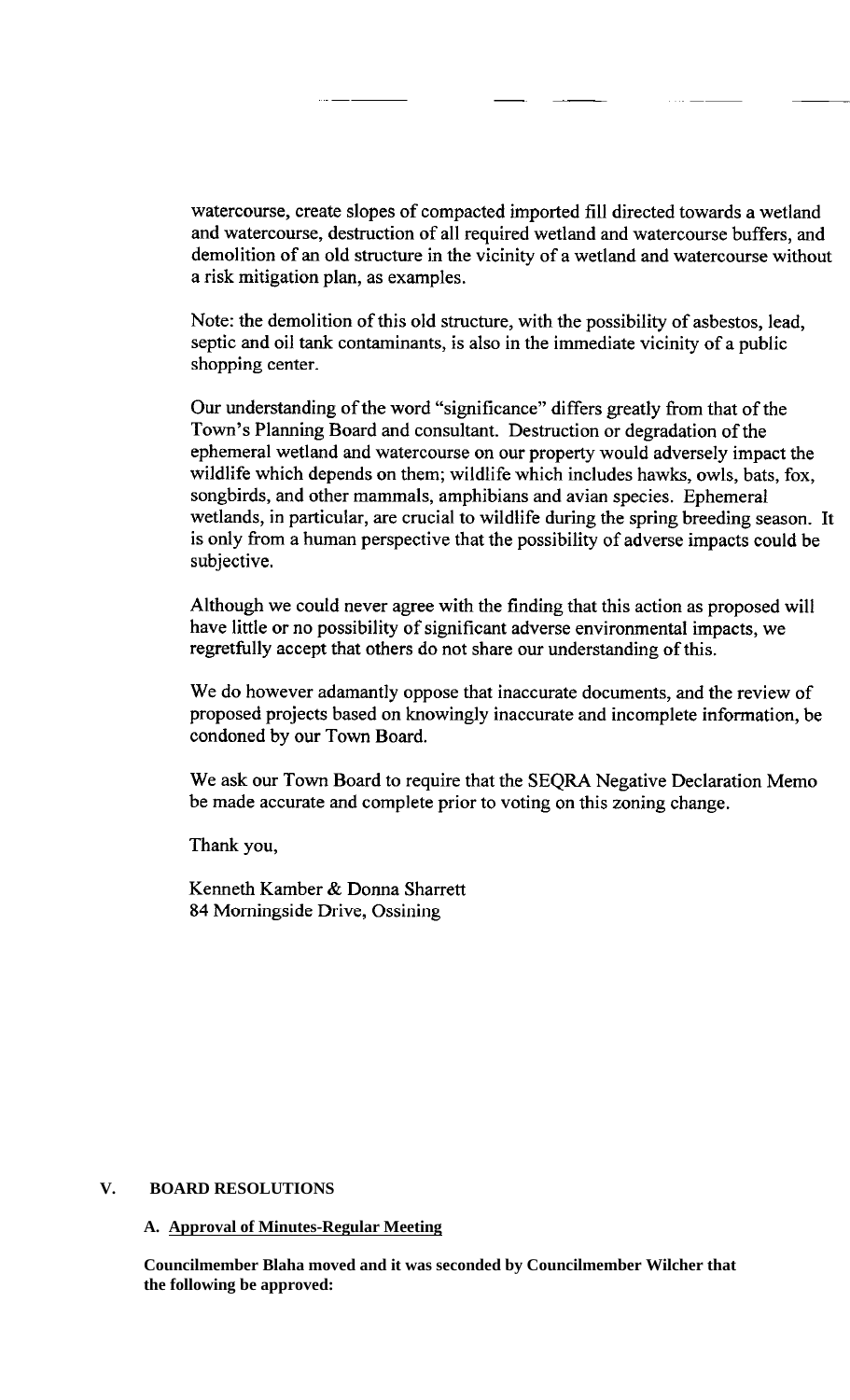watercourse, create slopes of compacted imported fill directed towards a wetland and watercourse, destruction of all required wetland and watercourse buffers, and demolition of an old structure in the vicinity of a wetland and watercourse without a risk mitigation plan, as examples.

Note: the demolition of this old structure, with the possibility of asbestos, lead, septic and oil tank contaminants, is also in the immediate vicinity of a public shopping center.

Our understanding of the word "significance" differs greatly from that of the Town's Planning Board and consultant. Destruction or degradation of the ephemeral wetland and watercourse on our property would adversely impact the wildlife which depends on them; wildlife which includes hawks, owls, bats, fox, songbirds, and other mammals, amphibians and avian species. Ephemeral wetlands, in particular, are crucial to wildlife during the spring breeding season. It is only from a human perspective that the possibility of adverse impacts could be subjective.

Although we could never agree with the finding that this action as proposed will have little or no possibility of significant adverse environmental impacts, we regretfully accept that others do not share our understanding of this.

We do however adamantly oppose that inaccurate documents, and the review of proposed projects based on knowingly inaccurate and incomplete information, be condoned by our Town Board.

We ask our Town Board to require that the SEQRA Negative Declaration Memo be made accurate and complete prior to voting on this zoning change.

Thank you,

Kenneth Kamber & Donna Sharrett
84 Morningside Drive, Ossining

## V. BOARD RESOLUTIONS

### A. Approval of Minutes-Regular Meeting

**Councilmember Blaha moved and it was seconded by Councilmember Wilcher that the following be approved:**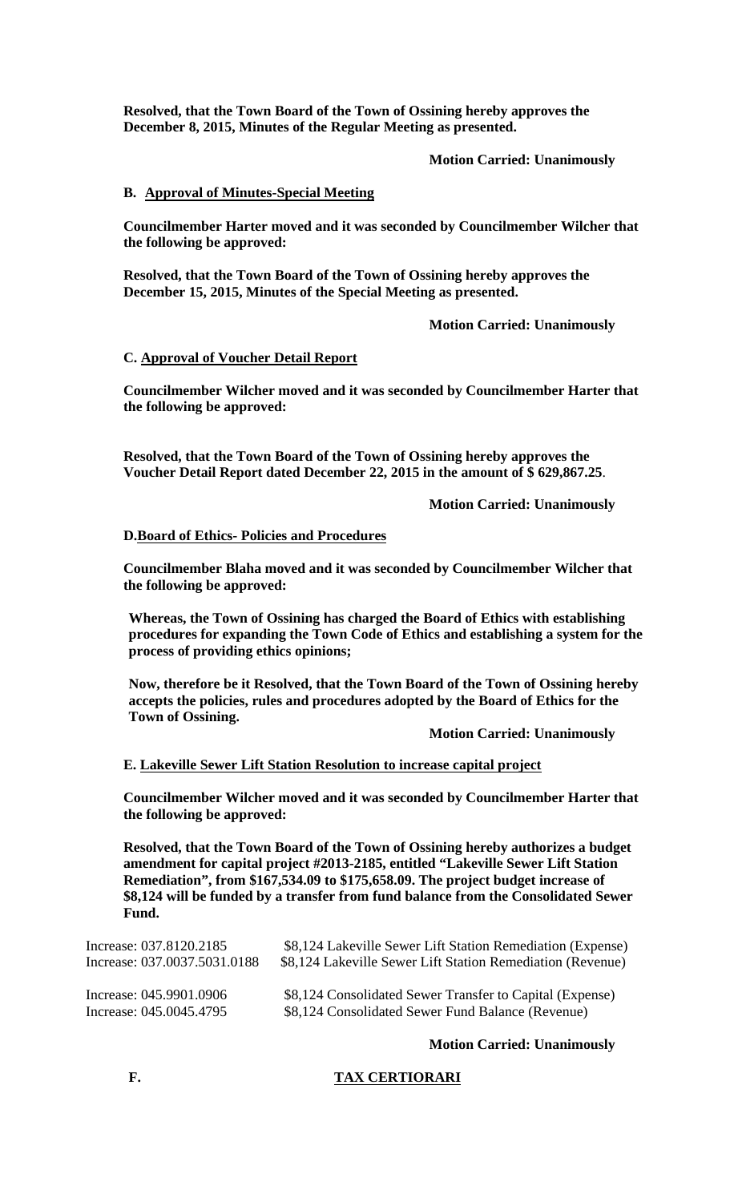**Resolved, that the Town Board of the Town of Ossining hereby approves the December 8, 2015, Minutes of the Regular Meeting as presented.**

**Motion Carried: Unanimously**

**B. <u>Approval of Minutes-Special Meeting</u>**

**Councilmember Harter moved and it was seconded by Councilmember Wilcher that the following be approved:**

**Resolved, that the Town Board of the Town of Ossining hereby approves the December 15, 2015, Minutes of the Special Meeting as presented.**

**Motion Carried: Unanimously**

**C. <u>Approval of Voucher Detail Report</u>**

**Councilmember Wilcher moved and it was seconded by Councilmember Harter that the following be approved:**

**Resolved, that the Town Board of the Town of Ossining hereby approves the Voucher Detail Report dated December 22, 2015 in the amount of $ 629,867.25**.

**Motion Carried: Unanimously**

**D.<u>Board of Ethics- Policies and Procedures</u>**

**Councilmember Blaha moved and it was seconded by Councilmember Wilcher that the following be approved:**

**Whereas, the Town of Ossining has charged the Board of Ethics with establishing procedures for expanding the Town Code of Ethics and establishing a system for the process of providing ethics opinions;**

**Now, therefore be it Resolved, that the Town Board of the Town of Ossining hereby accepts the policies, rules and procedures adopted by the Board of Ethics for the Town of Ossining.**

**Motion Carried: Unanimously**

**E. <u>Lakeville Sewer Lift Station Resolution to increase capital project</u>**

**Councilmember Wilcher moved and it was seconded by Councilmember Harter that the following be approved:**

**Resolved, that the Town Board of the Town of Ossining hereby authorizes a budget amendment for capital project #2013-2185, entitled "Lakeville Sewer Lift Station Remediation", from $167,534.09 to $175,658.09. The project budget increase of $8,124 will be funded by a transfer from fund balance from the Consolidated Sewer Fund.**

Increase: 037.8120.2185 $8,124 Lakeville Sewer Lift Station Remediation (Expense)
Increase: 037.0037.5031.0188 $8,124 Lakeville Sewer Lift Station Remediation (Revenue)

Increase: 045.9901.0906 $8,124 Consolidated Sewer Transfer to Capital (Expense)
Increase: 045.0045.4795 $8,124 Consolidated Sewer Fund Balance (Revenue)

**Motion Carried: Unanimously**

**F. <u>TAX CERTIORARI</u>**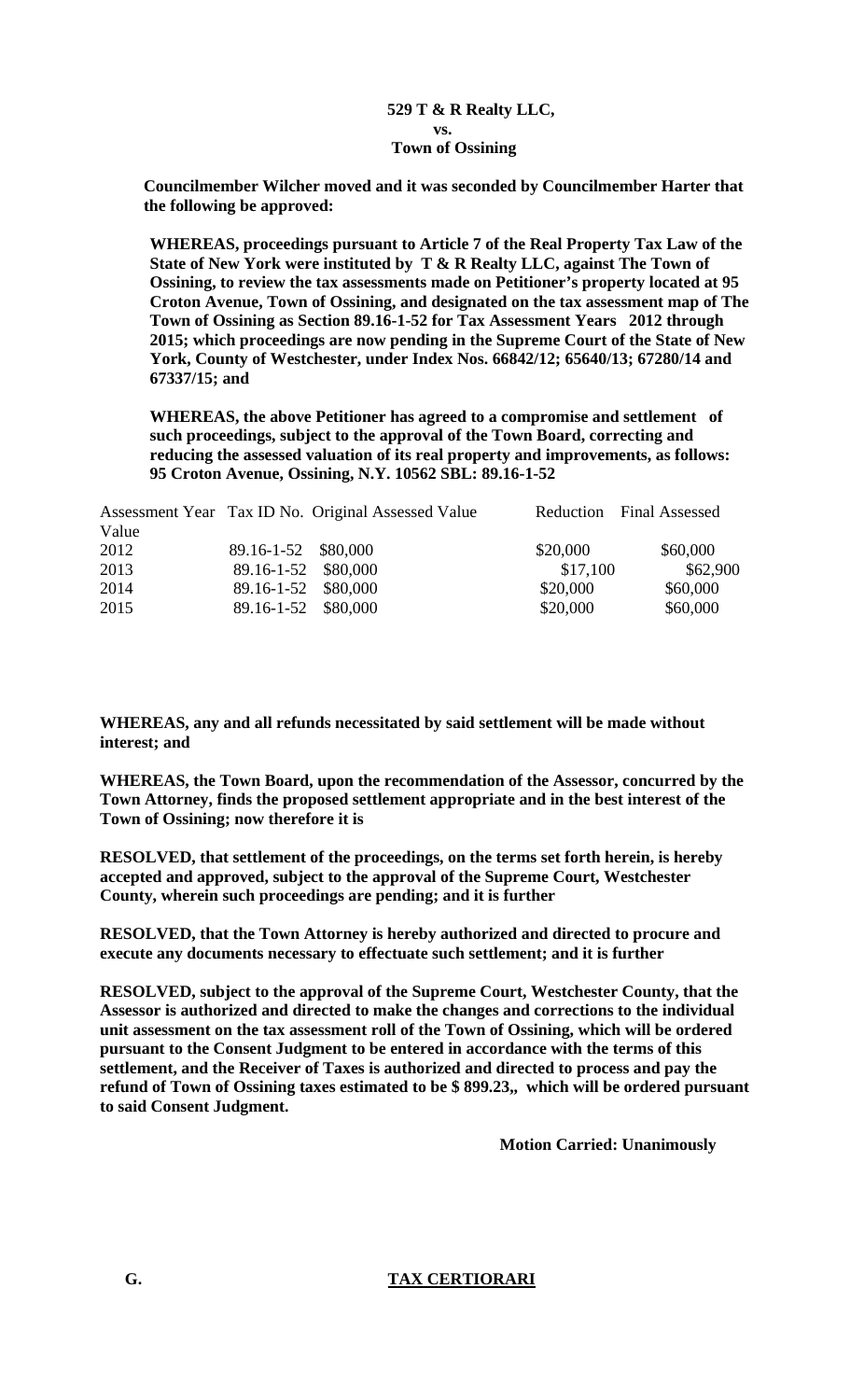**529 T & R Realty LLC,**
**vs.**
**Town of Ossining**

**Councilmember Wilcher moved and it was seconded by Councilmember Harter that the following be approved:**

**WHEREAS, proceedings pursuant to Article 7 of the Real Property Tax Law of the State of New York were instituted by T & R Realty LLC, against The Town of Ossining, to review the tax assessments made on Petitioner's property located at 95 Croton Avenue, Town of Ossining, and designated on the tax assessment map of The Town of Ossining as Section 89.16-1-52 for Tax Assessment Years 2012 through 2015; which proceedings are now pending in the Supreme Court of the State of New York, County of Westchester, under Index Nos. 66842/12; 65640/13; 67280/14 and 67337/15; and**

**WHEREAS, the above Petitioner has agreed to a compromise and settlement of such proceedings, subject to the approval of the Town Board, correcting and reducing the assessed valuation of its real property and improvements, as follows: 95 Croton Avenue, Ossining, N.Y. 10562 SBL: 89.16-1-52**

| Assessment Year | Tax ID No. | Original Assessed Value | Reduction | Final Assessed Value |
|---|---|---|---|---|
| 2012 | 89.16-1-52 | $80,000 | $20,000 | $60,000 |
| 2013 | 89.16-1-52 | $80,000 | $17,100 | $62,900 |
| 2014 | 89.16-1-52 | $80,000 | $20,000 | $60,000 |
| 2015 | 89.16-1-52 | $80,000 | $20,000 | $60,000 |

**WHEREAS, any and all refunds necessitated by said settlement will be made without interest; and**

**WHEREAS, the Town Board, upon the recommendation of the Assessor, concurred by the Town Attorney, finds the proposed settlement appropriate and in the best interest of the Town of Ossining; now therefore it is**

**RESOLVED, that settlement of the proceedings, on the terms set forth herein, is hereby accepted and approved, subject to the approval of the Supreme Court, Westchester County, wherein such proceedings are pending; and it is further**

**RESOLVED, that the Town Attorney is hereby authorized and directed to procure and execute any documents necessary to effectuate such settlement; and it is further**

**RESOLVED, subject to the approval of the Supreme Court, Westchester County, that the Assessor is authorized and directed to make the changes and corrections to the individual unit assessment on the tax assessment roll of the Town of Ossining, which will be ordered pursuant to the Consent Judgment to be entered in accordance with the terms of this settlement, and the Receiver of Taxes is authorized and directed to process and pay the refund of Town of Ossining taxes estimated to be $ 899.23,, which will be ordered pursuant to said Consent Judgment.**

**Motion Carried: Unanimously**

**G. TAX CERTIORARI**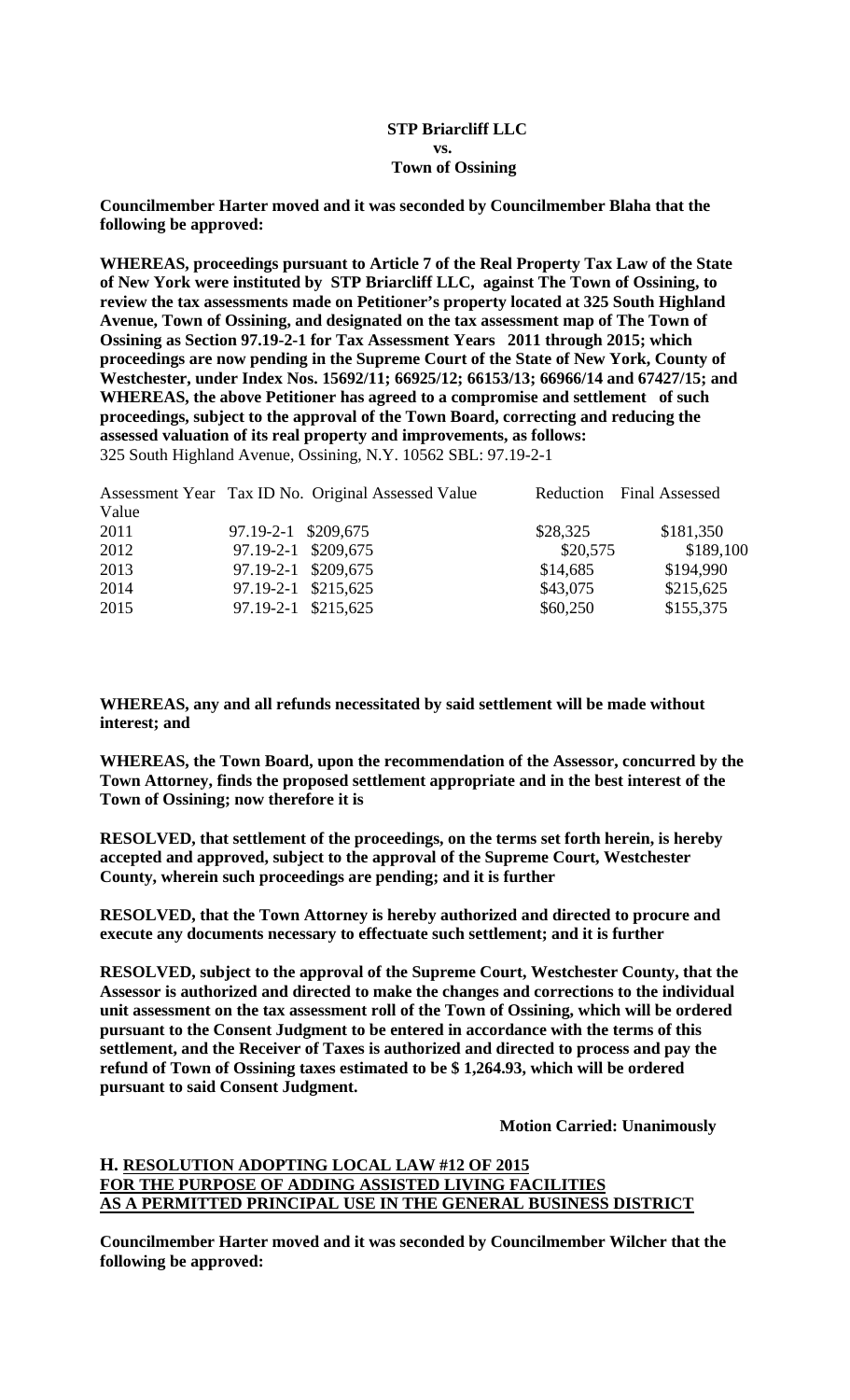**STP Briarcliff LLC**
**vs.**
**Town of Ossining**

**Councilmember Harter moved and it was seconded by Councilmember Blaha that the following be approved:**

**WHEREAS, proceedings pursuant to Article 7 of the Real Property Tax Law of the State of New York were instituted by STP Briarcliff LLC, against The Town of Ossining, to review the tax assessments made on Petitioner's property located at 325 South Highland Avenue, Town of Ossining, and designated on the tax assessment map of The Town of Ossining as Section 97.19-2-1 for Tax Assessment Years 2011 through 2015; which proceedings are now pending in the Supreme Court of the State of New York, County of Westchester, under Index Nos. 15692/11; 66925/12; 66153/13; 66966/14 and 67427/15; and WHEREAS, the above Petitioner has agreed to a compromise and settlement of such proceedings, subject to the approval of the Town Board, correcting and reducing the assessed valuation of its real property and improvements, as follows:**

325 South Highland Avenue, Ossining, N.Y. 10562 SBL: 97.19-2-1

| Assessment Year | Tax ID No. | Original Assessed Value | Reduction | Final Assessed Value |
|---|---|---|---|---|
| 2011 | 97.19-2-1 | $209,675 | $28,325 | $181,350 |
| 2012 | 97.19-2-1 | $209,675 | $20,575 | $189,100 |
| 2013 | 97.19-2-1 | $209,675 | $14,685 | $194,990 |
| 2014 | 97.19-2-1 | $215,625 | $43,075 | $215,625 |
| 2015 | 97.19-2-1 | $215,625 | $60,250 | $155,375 |

**WHEREAS, any and all refunds necessitated by said settlement will be made without interest; and**

**WHEREAS, the Town Board, upon the recommendation of the Assessor, concurred by the Town Attorney, finds the proposed settlement appropriate and in the best interest of the Town of Ossining; now therefore it is**

**RESOLVED, that settlement of the proceedings, on the terms set forth herein, is hereby accepted and approved, subject to the approval of the Supreme Court, Westchester County, wherein such proceedings are pending; and it is further**

**RESOLVED, that the Town Attorney is hereby authorized and directed to procure and execute any documents necessary to effectuate such settlement; and it is further**

**RESOLVED, subject to the approval of the Supreme Court, Westchester County, that the Assessor is authorized and directed to make the changes and corrections to the individual unit assessment on the tax assessment roll of the Town of Ossining, which will be ordered pursuant to the Consent Judgment to be entered in accordance with the terms of this settlement, and the Receiver of Taxes is authorized and directed to process and pay the refund of Town of Ossining taxes estimated to be $ 1,264.93, which will be ordered pursuant to said Consent Judgment.**

**Motion Carried: Unanimously**

## H. RESOLUTION ADOPTING LOCAL LAW #12 OF 2015 FOR THE PURPOSE OF ADDING ASSISTED LIVING FACILITIES AS A PERMITTED PRINCIPAL USE IN THE GENERAL BUSINESS DISTRICT

**Councilmember Harter moved and it was seconded by Councilmember Wilcher that the following be approved:**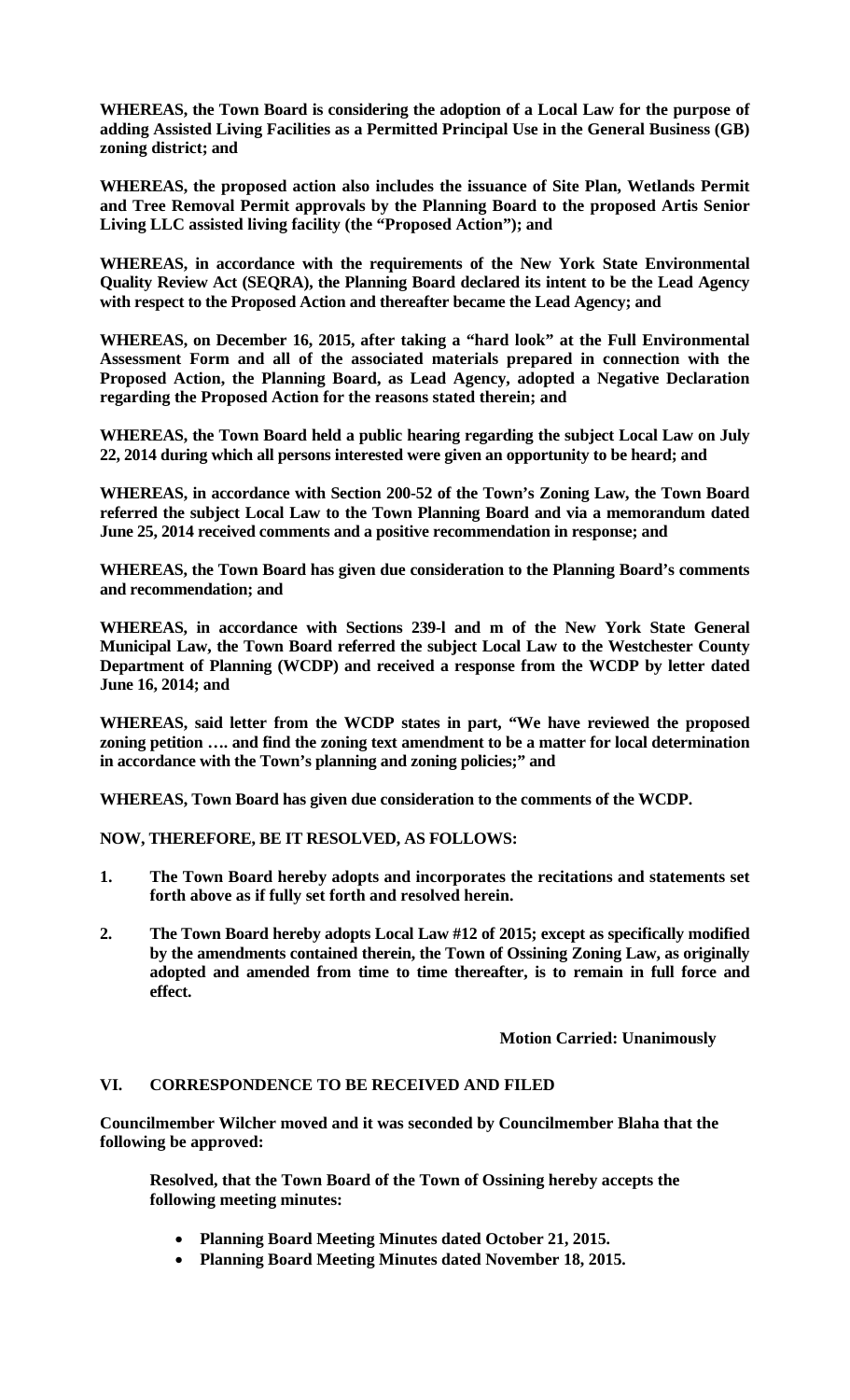**WHEREAS, the Town Board is considering the adoption of a Local Law for the purpose of adding Assisted Living Facilities as a Permitted Principal Use in the General Business (GB) zoning district; and**

**WHEREAS, the proposed action also includes the issuance of Site Plan, Wetlands Permit and Tree Removal Permit approvals by the Planning Board to the proposed Artis Senior Living LLC assisted living facility (the "Proposed Action"); and**

**WHEREAS, in accordance with the requirements of the New York State Environmental Quality Review Act (SEQRA), the Planning Board declared its intent to be the Lead Agency with respect to the Proposed Action and thereafter became the Lead Agency; and**

**WHEREAS, on December 16, 2015, after taking a "hard look" at the Full Environmental Assessment Form and all of the associated materials prepared in connection with the Proposed Action, the Planning Board, as Lead Agency, adopted a Negative Declaration regarding the Proposed Action for the reasons stated therein; and**

**WHEREAS, the Town Board held a public hearing regarding the subject Local Law on July 22, 2014 during which all persons interested were given an opportunity to be heard; and**

**WHEREAS, in accordance with Section 200-52 of the Town's Zoning Law, the Town Board referred the subject Local Law to the Town Planning Board and via a memorandum dated June 25, 2014 received comments and a positive recommendation in response; and**

**WHEREAS, the Town Board has given due consideration to the Planning Board's comments and recommendation; and**

**WHEREAS, in accordance with Sections 239-l and m of the New York State General Municipal Law, the Town Board referred the subject Local Law to the Westchester County Department of Planning (WCDP) and received a response from the WCDP by letter dated June 16, 2014; and**

**WHEREAS, said letter from the WCDP states in part, "We have reviewed the proposed zoning petition …. and find the zoning text amendment to be a matter for local determination in accordance with the Town's planning and zoning policies;" and**

**WHEREAS, Town Board has given due consideration to the comments of the WCDP.**

**NOW, THEREFORE, BE IT RESOLVED, AS FOLLOWS:**

1. **The Town Board hereby adopts and incorporates the recitations and statements set forth above as if fully set forth and resolved herein.**
2. **The Town Board hereby adopts Local Law #12 of 2015; except as specifically modified by the amendments contained therein, the Town of Ossining Zoning Law, as originally adopted and amended from time to time thereafter, is to remain in full force and effect.**

**Motion Carried: Unanimously**

## VI. CORRESPONDENCE TO BE RECEIVED AND FILED

**Councilmember Wilcher moved and it was seconded by Councilmember Blaha that the following be approved:**

**Resolved, that the Town Board of the Town of Ossining hereby accepts the following meeting minutes:**

- **Planning Board Meeting Minutes dated October 21, 2015.**
- **Planning Board Meeting Minutes dated November 18, 2015.**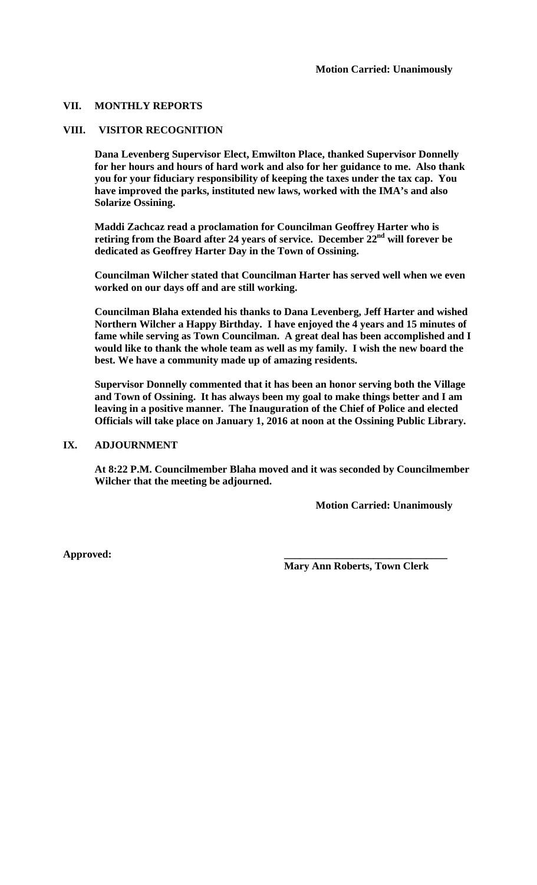**Motion Carried: Unanimously**

## VII. MONTHLY REPORTS

## VIII. VISITOR RECOGNITION

**Dana Levenberg Supervisor Elect, Emwilton Place, thanked Supervisor Donnelly for her hours and hours of hard work and also for her guidance to me. Also thank you for your fiduciary responsibility of keeping the taxes under the tax cap. You have improved the parks, instituted new laws, worked with the IMA's and also Solarize Ossining.**

**Maddi Zachcaz read a proclamation for Councilman Geoffrey Harter who is retiring from the Board after 24 years of service. December 22nd will forever be dedicated as Geoffrey Harter Day in the Town of Ossining.**

**Councilman Wilcher stated that Councilman Harter has served well when we even worked on our days off and are still working.**

**Councilman Blaha extended his thanks to Dana Levenberg, Jeff Harter and wished Northern Wilcher a Happy Birthday. I have enjoyed the 4 years and 15 minutes of fame while serving as Town Councilman. A great deal has been accomplished and I would like to thank the whole team as well as my family. I wish the new board the best. We have a community made up of amazing residents.**

**Supervisor Donnelly commented that it has been an honor serving both the Village and Town of Ossining. It has always been my goal to make things better and I am leaving in a positive manner. The Inauguration of the Chief of Police and elected Officials will take place on January 1, 2016 at noon at the Ossining Public Library.**

## IX. ADJOURNMENT

**At 8:22 P.M. Councilmember Blaha moved and it was seconded by Councilmember Wilcher that the meeting be adjourned.**

**Motion Carried: Unanimously**

**Approved:** \_\_\_\_\_\_\_\_\_\_\_\_\_\_\_\_\_\_\_\_\_\_\_\_\_\_\_\_\_\_

**Mary Ann Roberts, Town Clerk**